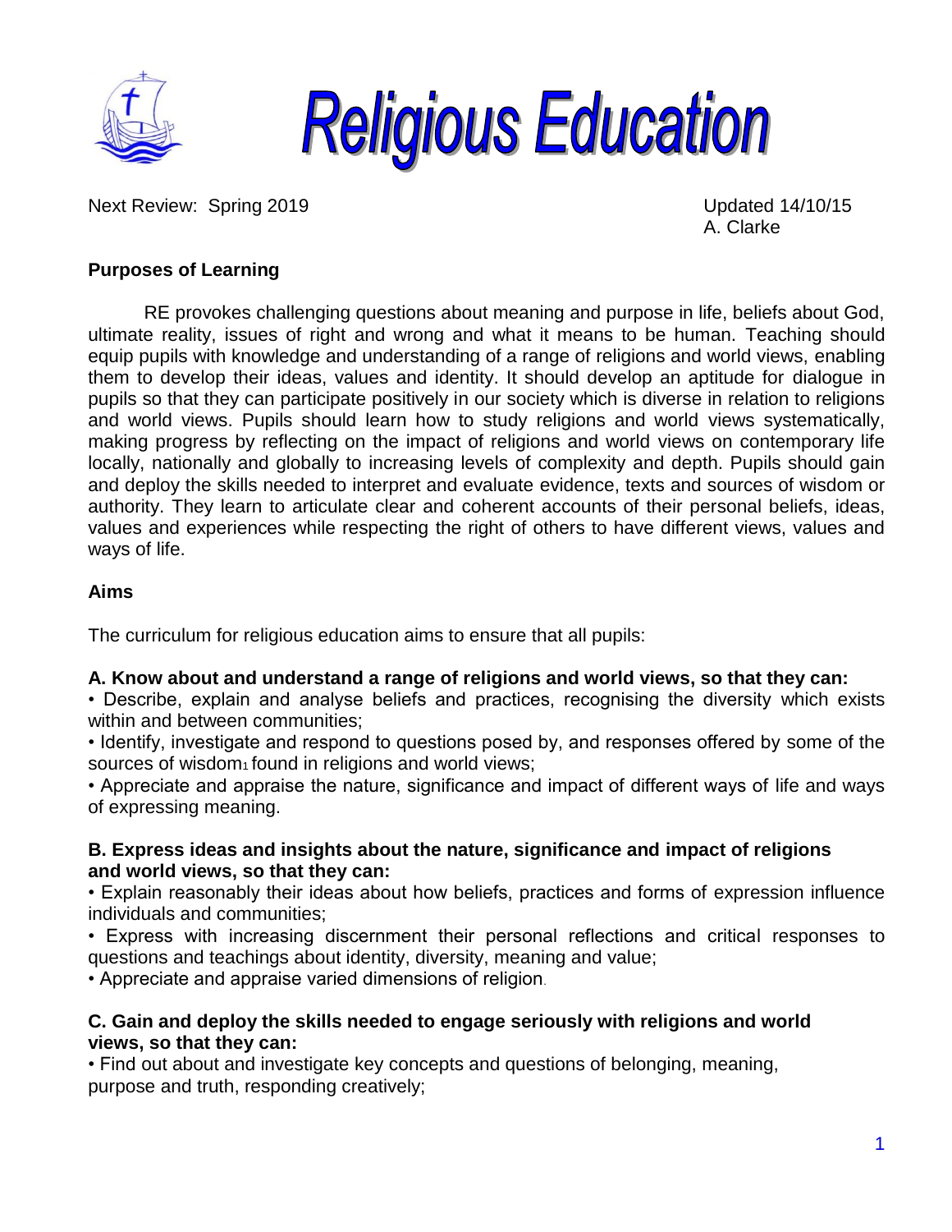# Religious Education

Next Review: Spring 2019

Updated 14/10/15
A. Clarke

## Purposes of Learning

RE provokes challenging questions about meaning and purpose in life, beliefs about God, ultimate reality, issues of right and wrong and what it means to be human. Teaching should equip pupils with knowledge and understanding of a range of religions and world views, enabling them to develop their ideas, values and identity. It should develop an aptitude for dialogue in pupils so that they can participate positively in our society which is diverse in relation to religions and world views. Pupils should learn how to study religions and world views systematically, making progress by reflecting on the impact of religions and world views on contemporary life locally, nationally and globally to increasing levels of complexity and depth. Pupils should gain and deploy the skills needed to interpret and evaluate evidence, texts and sources of wisdom or authority. They learn to articulate clear and coherent accounts of their personal beliefs, ideas, values and experiences while respecting the right of others to have different views, values and ways of life.

## Aims

The curriculum for religious education aims to ensure that all pupils:

**A. Know about and understand a range of religions and world views, so that they can:**

- Describe, explain and analyse beliefs and practices, recognising the diversity which exists within and between communities;
- Identify, investigate and respond to questions posed by, and responses offered by some of the sources of wisdom[1] found in religions and world views;
- Appreciate and appraise the nature, significance and impact of different ways of life and ways of expressing meaning.

**B. Express ideas and insights about the nature, significance and impact of religions and world views, so that they can:**

- Explain reasonably their ideas about how beliefs, practices and forms of expression influence individuals and communities;
- Express with increasing discernment their personal reflections and critical responses to questions and teachings about identity, diversity, meaning and value;
- Appreciate and appraise varied dimensions of religion.

**C. Gain and deploy the skills needed to engage seriously with religions and world views, so that they can:**

- Find out about and investigate key concepts and questions of belonging, meaning, purpose and truth, responding creatively;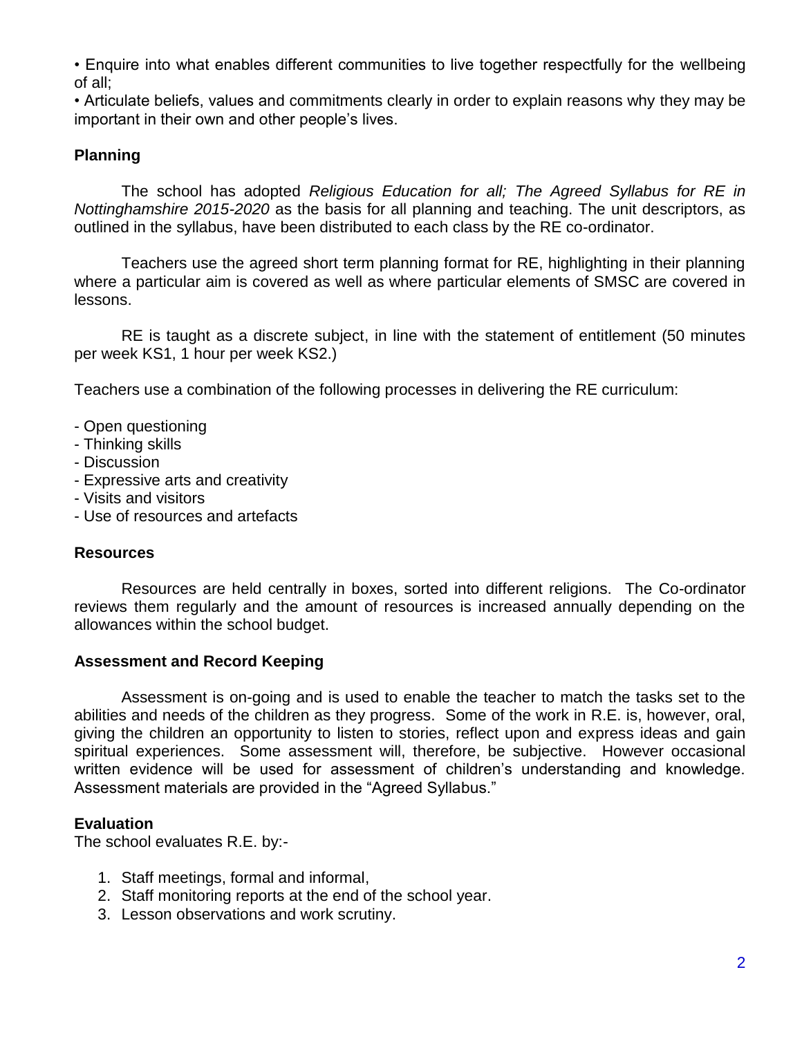• Enquire into what enables different communities to live together respectfully for the wellbeing of all;
• Articulate beliefs, values and commitments clearly in order to explain reasons why they may be important in their own and other people's lives.

**Planning**

The school has adopted *Religious Education for all; The Agreed Syllabus for RE in Nottinghamshire 2015-2020* as the basis for all planning and teaching. The unit descriptors, as outlined in the syllabus, have been distributed to each class by the RE co-ordinator.

Teachers use the agreed short term planning format for RE, highlighting in their planning where a particular aim is covered as well as where particular elements of SMSC are covered in lessons.

RE is taught as a discrete subject, in line with the statement of entitlement (50 minutes per week KS1, 1 hour per week KS2.)

Teachers use a combination of the following processes in delivering the RE curriculum:

- Open questioning
- Thinking skills
- Discussion
- Expressive arts and creativity
- Visits and visitors
- Use of resources and artefacts

**Resources**

Resources are held centrally in boxes, sorted into different religions. The Co-ordinator reviews them regularly and the amount of resources is increased annually depending on the allowances within the school budget.

**Assessment and Record Keeping**

Assessment is on-going and is used to enable the teacher to match the tasks set to the abilities and needs of the children as they progress. Some of the work in R.E. is, however, oral, giving the children an opportunity to listen to stories, reflect upon and express ideas and gain spiritual experiences. Some assessment will, therefore, be subjective. However occasional written evidence will be used for assessment of children's understanding and knowledge. Assessment materials are provided in the "Agreed Syllabus."

**Evaluation**

The school evaluates R.E. by:-

1. Staff meetings, formal and informal,
2. Staff monitoring reports at the end of the school year.
3. Lesson observations and work scrutiny.